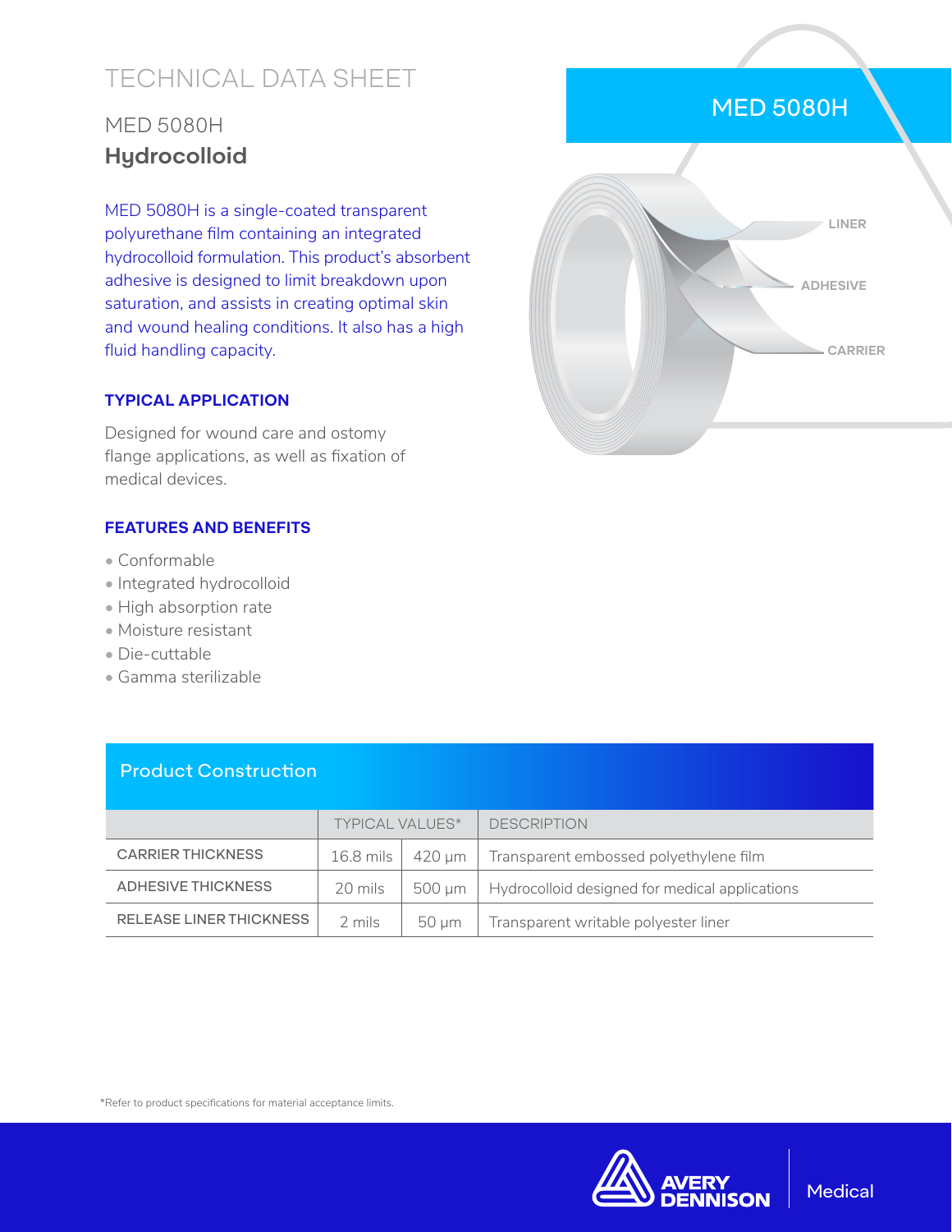# TECHNICAL DATA SHEET

## MED 5080H
## **Hydrocolloid**

MED 5080H is a single-coated transparent polyurethane film containing an integrated hydrocolloid formulation. This product's absorbent adhesive is designed to limit breakdown upon saturation, and assists in creating optimal skin and wound healing conditions. It also has a high fluid handling capacity.

### TYPICAL APPLICATION

Designed for wound care and ostomy flange applications, as well as fixation of medical devices.

### FEATURES AND BENEFITS

- Conformable
- Integrated hydrocolloid
- High absorption rate
- Moisture resistant
- Die-cuttable
- Gamma sterilizable

MED 5080H

LINER

ADHESIVE

CARRIER

### Product Construction

| | TYPICAL VALUES* | | DESCRIPTION |
|---|---|---|---|
| CARRIER THICKNESS | 16.8 mils | 420 µm | Transparent embossed polyethylene film |
| ADHESIVE THICKNESS | 20 mils | 500 µm | Hydrocolloid designed for medical applications |
| RELEASE LINER THICKNESS | 2 mils | 50 µm | Transparent writable polyester liner |

*Refer to product specifications for material acceptance limits.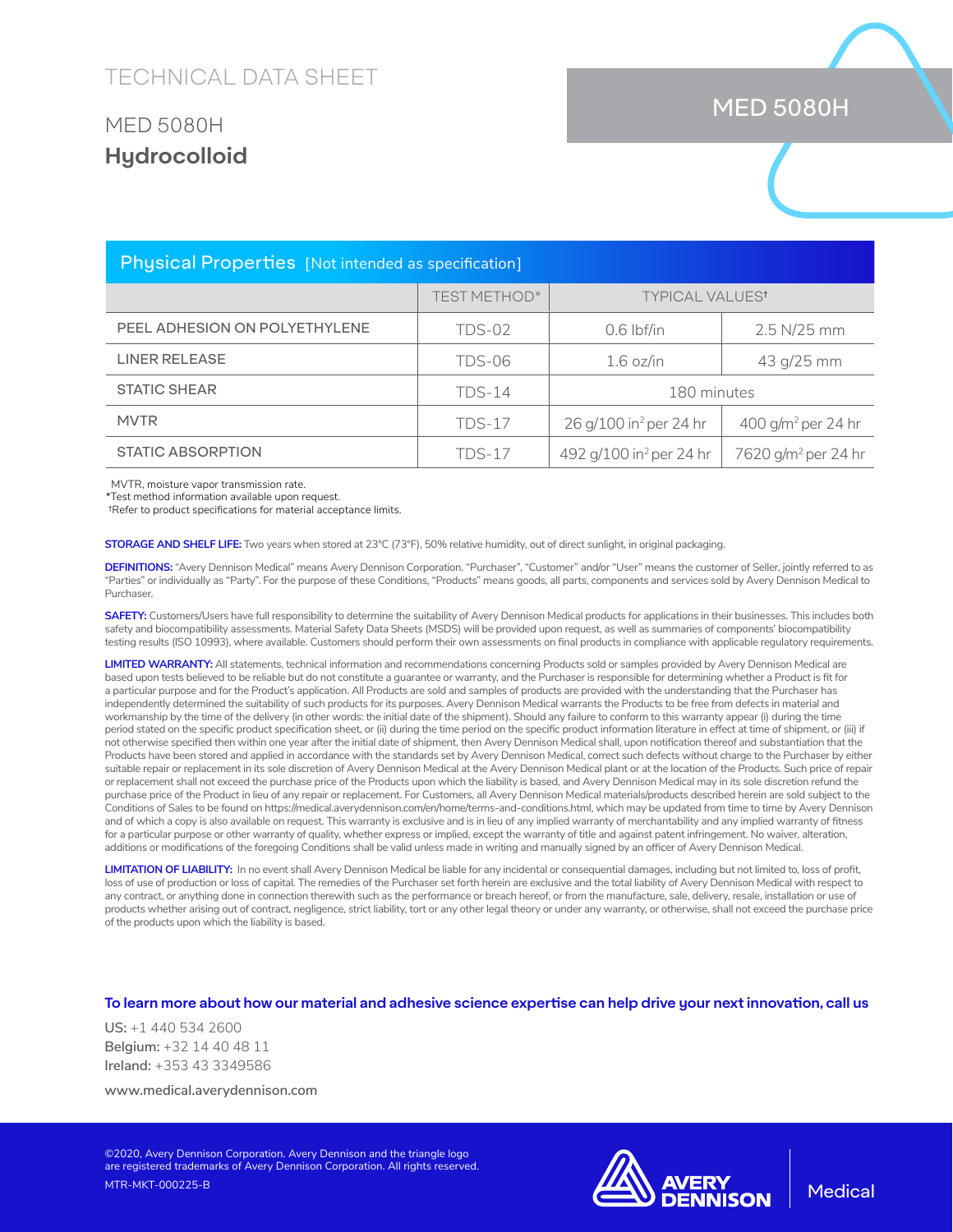# TECHNICAL DATA SHEET

## MED 5080H
## **Hydrocolloid**

MED 5080H

| Physical Properties [Not intended as specification] | TEST METHOD* | TYPICAL VALUES† | |
|---|---|---|---|
| PEEL ADHESION ON POLYETHYLENE | TDS-02 | 0.6 lbf/in | 2.5 N/25 mm |
| LINER RELEASE | TDS-06 | 1.6 oz/in | 43 g/25 mm |
| STATIC SHEAR | TDS-14 | 180 minutes | |
| MVTR | TDS-17 | 26 g/100 $in^2$ per 24 hr | 400 g/$m^2$ per 24 hr |
| STATIC ABSORPTION | TDS-17 | 492 g/100 $in^2$ per 24 hr | 7620 g/$m^2$ per 24 hr |

MVTR, moisture vapor transmission rate.
*Test method information available upon request.
†Refer to product specifications for material acceptance limits.

**STORAGE AND SHELF LIFE:** Two years when stored at 23°C (73°F), 50% relative humidity, out of direct sunlight, in original packaging.

**DEFINITIONS:** "Avery Dennison Medical" means Avery Dennison Corporation. "Purchaser", "Customer" and/or "User" means the customer of Seller, jointly referred to as "Parties" or individually as "Party". For the purpose of these Conditions, "Products" means goods, all parts, components and services sold by Avery Dennison Medical to Purchaser.

**SAFETY:** Customers/Users have full responsibility to determine the suitability of Avery Dennison Medical products for applications in their businesses. This includes both safety and biocompatibility assessments. Material Safety Data Sheets (MSDS) will be provided upon request, as well as summaries of components' biocompatibility testing results (ISO 10993), where available. Customers should perform their own assessments on final products in compliance with applicable regulatory requirements.

**LIMITED WARRANTY:** All statements, technical information and recommendations concerning Products sold or samples provided by Avery Dennison Medical are based upon tests believed to be reliable but do not constitute a guarantee or warranty, and the Purchaser is responsible for determining whether a Product is fit for a particular purpose and for the Product's application. All Products are sold and samples of products are provided with the understanding that the Purchaser has independently determined the suitability of such products for its purposes. Avery Dennison Medical warrants the Products to be free from defects in material and workmanship by the time of the delivery (in other words: the initial date of the shipment). Should any failure to conform to this warranty appear (i) during the time period stated on the specific product specification sheet, or (ii) during the time period on the specific product information literature in effect at time of shipment, or (iii) if not otherwise specified then within one year after the initial date of shipment, then Avery Dennison Medical shall, upon notification thereof and substantiation that the Products have been stored and applied in accordance with the standards set by Avery Dennison Medical, correct such defects without charge to the Purchaser by either suitable repair or replacement in its sole discretion of Avery Dennison Medical at the Avery Dennison Medical plant or at the location of the Products. Such price of repair or replacement shall not exceed the purchase price of the Products upon which the liability is based, and Avery Dennison Medical may in its sole discretion refund the purchase price of the Product in lieu of any repair or replacement. For Customers, all Avery Dennison Medical materials/products described herein are sold subject to the Conditions of Sales to be found on https://medical.averydennison.com/en/home/terms-and-conditions.html, which may be updated from time to time by Avery Dennison and of which a copy is also available on request. This warranty is exclusive and is in lieu of any implied warranty of merchantability and any implied warranty of fitness for a particular purpose or other warranty of quality, whether express or implied, except the warranty of title and against patent infringement. No waiver, alteration, additions or modifications of the foregoing Conditions shall be valid unless made in writing and manually signed by an officer of Avery Dennison Medical.

**LIMITATION OF LIABILITY:** In no event shall Avery Dennison Medical be liable for any incidental or consequential damages, including but not limited to, loss of profit, loss of use of production or loss of capital. The remedies of the Purchaser set forth herein are exclusive and the total liability of Avery Dennison Medical with respect to any contract, or anything done in connection therewith such as the performance or breach hereof, or from the manufacture, sale, delivery, resale, installation or use of products whether arising out of contract, negligence, strict liability, tort or any other legal theory or under any warranty, or otherwise, shall not exceed the purchase price of the products upon which the liability is based.

**To learn more about how our material and adhesive science expertise can help drive your next innovation, call us**

**US:** +1 440 534 2600
**Belgium:** +32 14 40 48 11
**Ireland:** +353 43 3349586

www.medical.averydennison.com

©2020, Avery Dennison Corporation. Avery Dennison and the triangle logo are registered trademarks of Avery Dennison Corporation. All rights reserved.

MTR-MKT-000225-B

AVERY DENNISON Medical